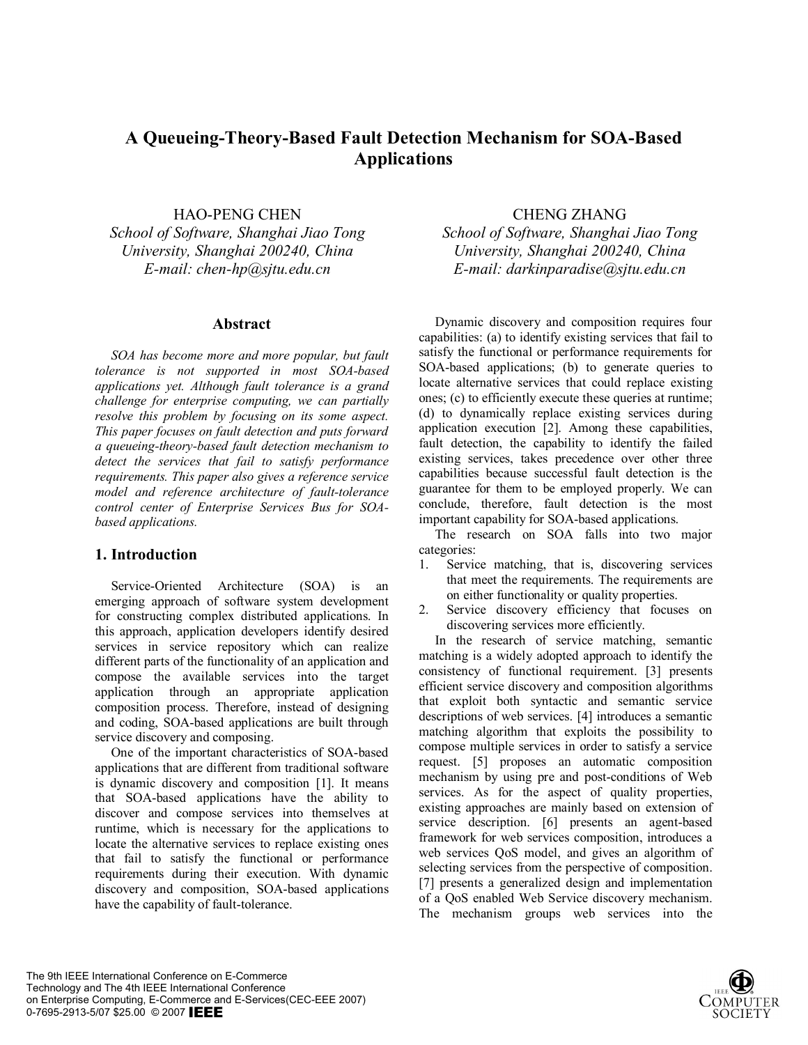# A Queueing-Theory-Based Fault Detection Mechanism for SOA-Based Applications

HAO-PENG CHEN
*School of Software, Shanghai Jiao Tong University, Shanghai 200240, China*
*E-mail: chen-hp@sjtu.edu.cn*

CHENG ZHANG
*School of Software, Shanghai Jiao Tong University, Shanghai 200240, China*
*E-mail: darkinparadise@sjtu.edu.cn*

## Abstract

*SOA has become more and more popular, but fault tolerance is not supported in most SOA-based applications yet. Although fault tolerance is a grand challenge for enterprise computing, we can partially resolve this problem by focusing on its some aspect. This paper focuses on fault detection and puts forward a queueing-theory-based fault detection mechanism to detect the services that fail to satisfy performance requirements. This paper also gives a reference service model and reference architecture of fault-tolerance control center of Enterprise Services Bus for SOA-based applications.*

## 1. Introduction

Service-Oriented Architecture (SOA) is an emerging approach of software system development for constructing complex distributed applications. In this approach, application developers identify desired services in service repository which can realize different parts of the functionality of an application and compose the available services into the target application through an appropriate application composition process. Therefore, instead of designing and coding, SOA-based applications are built through service discovery and composing.

One of the important characteristics of SOA-based applications that are different from traditional software is dynamic discovery and composition [1]. It means that SOA-based applications have the ability to discover and compose services into themselves at runtime, which is necessary for the applications to locate the alternative services to replace existing ones that fail to satisfy the functional or performance requirements during their execution. With dynamic discovery and composition, SOA-based applications have the capability of fault-tolerance.

Dynamic discovery and composition requires four capabilities: (a) to identify existing services that fail to satisfy the functional or performance requirements for SOA-based applications; (b) to generate queries to locate alternative services that could replace existing ones; (c) to efficiently execute these queries at runtime; (d) to dynamically replace existing services during application execution [2]. Among these capabilities, fault detection, the capability to identify the failed existing services, takes precedence over other three capabilities because successful fault detection is the guarantee for them to be employed properly. We can conclude, therefore, fault detection is the most important capability for SOA-based applications.

The research on SOA falls into two major categories:

1. Service matching, that is, discovering services that meet the requirements. The requirements are on either functionality or quality properties.
2. Service discovery efficiency that focuses on discovering services more efficiently.

In the research of service matching, semantic matching is a widely adopted approach to identify the consistency of functional requirement. [3] presents efficient service discovery and composition algorithms that exploit both syntactic and semantic service descriptions of web services. [4] introduces a semantic matching algorithm that exploits the possibility to compose multiple services in order to satisfy a service request. [5] proposes an automatic composition mechanism by using pre and post-conditions of Web services. As for the aspect of quality properties, existing approaches are mainly based on extension of service description. [6] presents an agent-based framework for web services composition, introduces a web services QoS model, and gives an algorithm of selecting services from the perspective of composition. [7] presents a generalized design and implementation of a QoS enabled Web Service discovery mechanism. The mechanism groups web services into the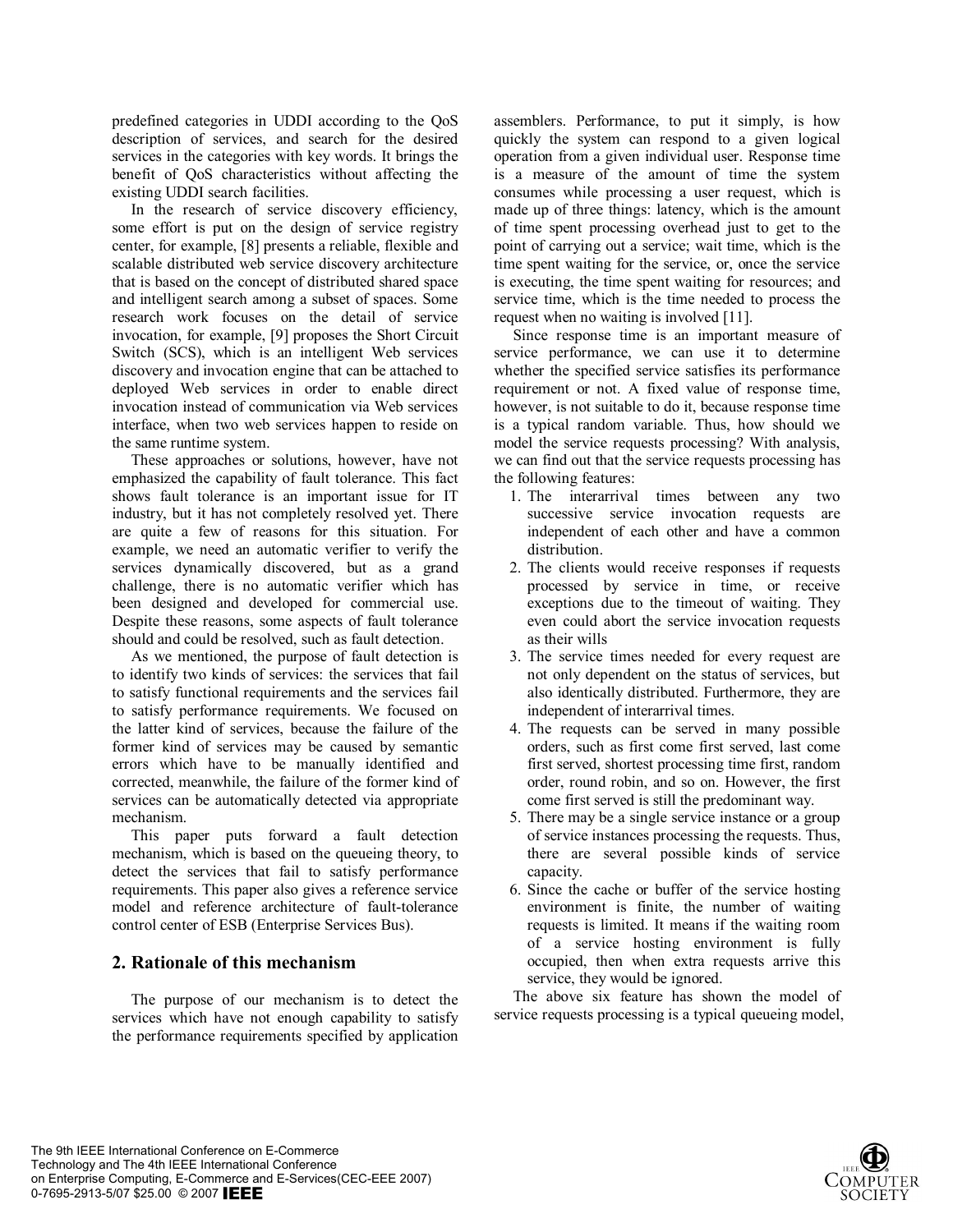predefined categories in UDDI according to the QoS description of services, and search for the desired services in the categories with key words. It brings the benefit of QoS characteristics without affecting the existing UDDI search facilities.

In the research of service discovery efficiency, some effort is put on the design of service registry center, for example, [8] presents a reliable, flexible and scalable distributed web service discovery architecture that is based on the concept of distributed shared space and intelligent search among a subset of spaces. Some research work focuses on the detail of service invocation, for example, [9] proposes the Short Circuit Switch (SCS), which is an intelligent Web services discovery and invocation engine that can be attached to deployed Web services in order to enable direct invocation instead of communication via Web services interface, when two web services happen to reside on the same runtime system.

These approaches or solutions, however, have not emphasized the capability of fault tolerance. This fact shows fault tolerance is an important issue for IT industry, but it has not completely resolved yet. There are quite a few of reasons for this situation. For example, we need an automatic verifier to verify the services dynamically discovered, but as a grand challenge, there is no automatic verifier which has been designed and developed for commercial use. Despite these reasons, some aspects of fault tolerance should and could be resolved, such as fault detection.

As we mentioned, the purpose of fault detection is to identify two kinds of services: the services that fail to satisfy functional requirements and the services fail to satisfy performance requirements. We focused on the latter kind of services, because the failure of the former kind of services may be caused by semantic errors which have to be manually identified and corrected, meanwhile, the failure of the former kind of services can be automatically detected via appropriate mechanism.

This paper puts forward a fault detection mechanism, which is based on the queueing theory, to detect the services that fail to satisfy performance requirements. This paper also gives a reference service model and reference architecture of fault-tolerance control center of ESB (Enterprise Services Bus).

## 2. Rationale of this mechanism

The purpose of our mechanism is to detect the services which have not enough capability to satisfy the performance requirements specified by application assemblers. Performance, to put it simply, is how quickly the system can respond to a given logical operation from a given individual user. Response time is a measure of the amount of time the system consumes while processing a user request, which is made up of three things: latency, which is the amount of time spent processing overhead just to get to the point of carrying out a service; wait time, which is the time spent waiting for the service, or, once the service is executing, the time spent waiting for resources; and service time, which is the time needed to process the request when no waiting is involved [11].

Since response time is an important measure of service performance, we can use it to determine whether the specified service satisfies its performance requirement or not. A fixed value of response time, however, is not suitable to do it, because response time is a typical random variable. Thus, how should we model the service requests processing? With analysis, we can find out that the service requests processing has the following features:

1. The interarrival times between any two successive service invocation requests are independent of each other and have a common distribution.
2. The clients would receive responses if requests processed by service in time, or receive exceptions due to the timeout of waiting. They even could abort the service invocation requests as their wills
3. The service times needed for every request are not only dependent on the status of services, but also identically distributed. Furthermore, they are independent of interarrival times.
4. The requests can be served in many possible orders, such as first come first served, last come first served, shortest processing time first, random order, round robin, and so on. However, the first come first served is still the predominant way.
5. There may be a single service instance or a group of service instances processing the requests. Thus, there are several possible kinds of service capacity.
6. Since the cache or buffer of the service hosting environment is finite, the number of waiting requests is limited. It means if the waiting room of a service hosting environment is fully occupied, then when extra requests arrive this service, they would be ignored.

The above six feature has shown the model of service requests processing is a typical queueing model,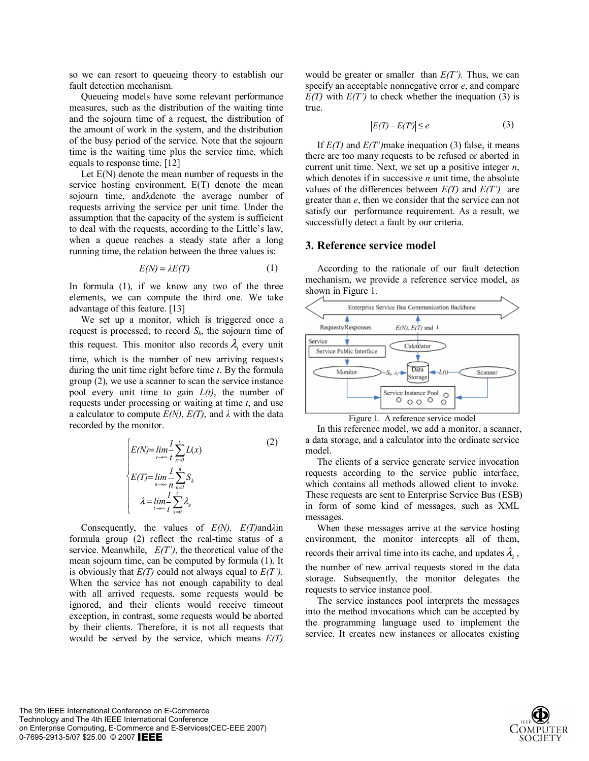so we can resort to queueing theory to establish our fault detection mechanism.

Queueing models have some relevant performance measures, such as the distribution of the waiting time and the sojourn time of a request, the distribution of the amount of work in the system, and the distribution of the busy period of the service. Note that the sojourn time is the waiting time plus the service time, which equals to response time. [12]

Let E(N) denote the mean number of requests in the service hosting environment, E(T) denote the mean sojourn time, and $\lambda$ denote the average number of requests arriving the service per unit time. Under the assumption that the capacity of the system is sufficient to deal with the requests, according to the Little's law, when a queue reaches a steady state after a long running time, the relation between the three values is:

$$E(N) = \lambda E(T) \tag{1}$$

In formula (1), if we know any two of the three elements, we can compute the third one. We take advantage of this feature. [13]

We set up a monitor, which is triggered once a request is processed, to record $S_k$, the sojourn time of this request. This monitor also records $\lambda_t$ every unit time, which is the number of new arriving requests during the unit time right before time $t$. By the formula group (2), we use a scanner to scan the service instance pool every unit time to gain $L(t)$, the number of requests under processing or waiting at time $t$, and use a calculator to compute $E(N)$, $E(T)$, and $\lambda$ with the data recorded by the monitor.

$$\begin{cases} E(N) = \lim\limits_{t\to\infty} \dfrac{1}{t}\sum\limits_{x=0}^{t} L(x) \\ E(T) = \lim\limits_{n\to\infty} \dfrac{1}{n}\sum\limits_{k=1}^{n} S_k \\ \lambda = \lim\limits_{t\to\infty} \dfrac{1}{t}\sum\limits_{x=0}^{t} \lambda_x \end{cases} \tag{2}$$

Consequently, the values of $E(N)$, $E(T)$ and $\lambda$ in formula group (2) reflect the real-time status of a service. Meanwhile, $E(T')$, the theoretical value of the mean sojourn time, can be computed by formula (1). It is obviously that $E(T)$ could not always equal to $E(T')$. When the service has not enough capability to deal with all arrived requests, some requests would be ignored, and their clients would receive timeout exception, in contrast, some requests would be aborted by their clients. Therefore, it is not all requests that would be served by the service, which means $E(T)$ would be greater or smaller than $E(T')$. Thus, we can specify an acceptable nonnegative error $e$, and compare $E(T)$ with $E(T')$ to check whether the inequation (3) is true.

$$|E(T) - E(T')| \le e \tag{3}$$

If $E(T)$ and $E(T')$ make inequation (3) false, it means there are too many requests to be refused or aborted in current unit time. Next, we set up a positive integer $n$, which denotes if in successive $n$ unit time, the absolute values of the differences between $E(T)$ and $E(T')$ are greater than $e$, then we consider that the service can not satisfy our performance requirement. As a result, we successfully detect a fault by our criteria.

## 3. Reference service model

According to the rationale of our fault detection mechanism, we provide a reference service model, as shown in Figure 1.

Figure 1. A reference service model

In this reference model, we add a monitor, a scanner, a data storage, and a calculator into the ordinate service model.

The clients of a service generate service invocation requests according to the service public interface, which contains all methods allowed client to invoke. These requests are sent to Enterprise Service Bus (ESB) in form of some kind of messages, such as XML messages.

When these messages arrive at the service hosting environment, the monitor intercepts all of them, records their arrival time into its cache, and updates $\lambda_t$, the number of new arrival requests stored in the data storage. Subsequently, the monitor delegates the requests to service instance pool.

The service instances pool interprets the messages into the method invocations which can be accepted by the programming language used to implement the service. It creates new instances or allocates existing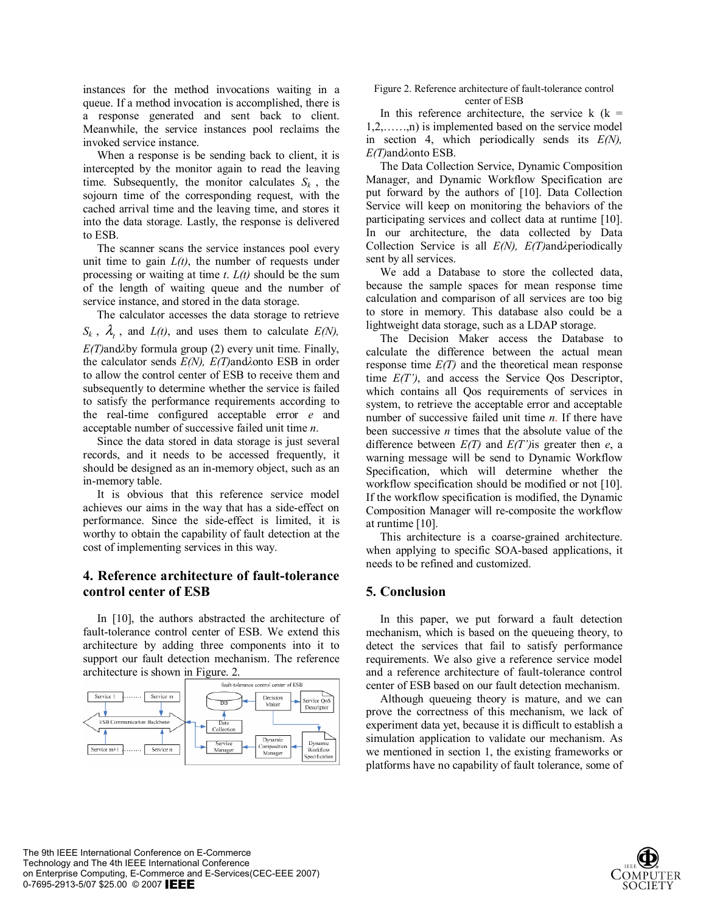instances for the method invocations waiting in a queue. If a method invocation is accomplished, there is a response generated and sent back to client. Meanwhile, the service instances pool reclaims the invoked service instance.

When a response is be sending back to client, it is intercepted by the monitor again to read the leaving time. Subsequently, the monitor calculates $S_k$ , the sojourn time of the corresponding request, with the cached arrival time and the leaving time, and stores it into the data storage. Lastly, the response is delivered to ESB.

The scanner scans the service instances pool every unit time to gain $L(t)$, the number of requests under processing or waiting at time $t$. $L(t)$ should be the sum of the length of waiting queue and the number of service instance, and stored in the data storage.

The calculator accesses the data storage to retrieve $S_k$ , $\lambda_t$ , and $L(t)$, and uses them to calculate $E(N)$, $E(T)$and$\lambda$by formula group (2) every unit time. Finally, the calculator sends $E(N)$, $E(T)$and$\lambda$onto ESB in order to allow the control center of ESB to receive them and subsequently to determine whether the service is failed to satisfy the performance requirements according to the real-time configured acceptable error $e$ and acceptable number of successive failed unit time $n$.

Since the data stored in data storage is just several records, and it needs to be accessed frequently, it should be designed as an in-memory object, such as an in-memory table.

It is obvious that this reference service model achieves our aims in the way that has a side-effect on performance. Since the side-effect is limited, it is worthy to obtain the capability of fault detection at the cost of implementing services in this way.

## 4. Reference architecture of fault-tolerance control center of ESB

In [10], the authors abstracted the architecture of fault-tolerance control center of ESB. We extend this architecture by adding three components into it to support our fault detection mechanism. The reference architecture is shown in Figure. 2.

Figure 2. Reference architecture of fault-tolerance control center of ESB

In this reference architecture, the service k (k = 1,2,……,n) is implemented based on the service model in section 4, which periodically sends its $E(N)$, $E(T)$and$\lambda$onto ESB.

The Data Collection Service, Dynamic Composition Manager, and Dynamic Workflow Specification are put forward by the authors of [10]. Data Collection Service will keep on monitoring the behaviors of the participating services and collect data at runtime [10]. In our architecture, the data collected by Data Collection Service is all $E(N)$, $E(T)$and$\lambda$periodically sent by all services.

We add a Database to store the collected data, because the sample spaces for mean response time calculation and comparison of all services are too big to store in memory. This database also could be a lightweight data storage, such as a LDAP storage.

The Decision Maker access the Database to calculate the difference between the actual mean response time $E(T)$ and the theoretical mean response time $E(T')$, and access the Service Qos Descriptor, which contains all Qos requirements of services in system, to retrieve the acceptable error and acceptable number of successive failed unit time $n$. If there have been successive $n$ times that the absolute value of the difference between $E(T)$ and $E(T')$is greater then $e$, a warning message will be send to Dynamic Workflow Specification, which will determine whether the workflow specification should be modified or not [10]. If the workflow specification is modified, the Dynamic Composition Manager will re-composite the workflow at runtime [10].

This architecture is a coarse-grained architecture. when applying to specific SOA-based applications, it needs to be refined and customized.

## 5. Conclusion

In this paper, we put forward a fault detection mechanism, which is based on the queueing theory, to detect the services that fail to satisfy performance requirements. We also give a reference service model and a reference architecture of fault-tolerance control center of ESB based on our fault detection mechanism.

Although queueing theory is mature, and we can prove the correctness of this mechanism, we lack of experiment data yet, because it is difficult to establish a simulation application to validate our mechanism. As we mentioned in section 1, the existing frameworks or platforms have no capability of fault tolerance, some of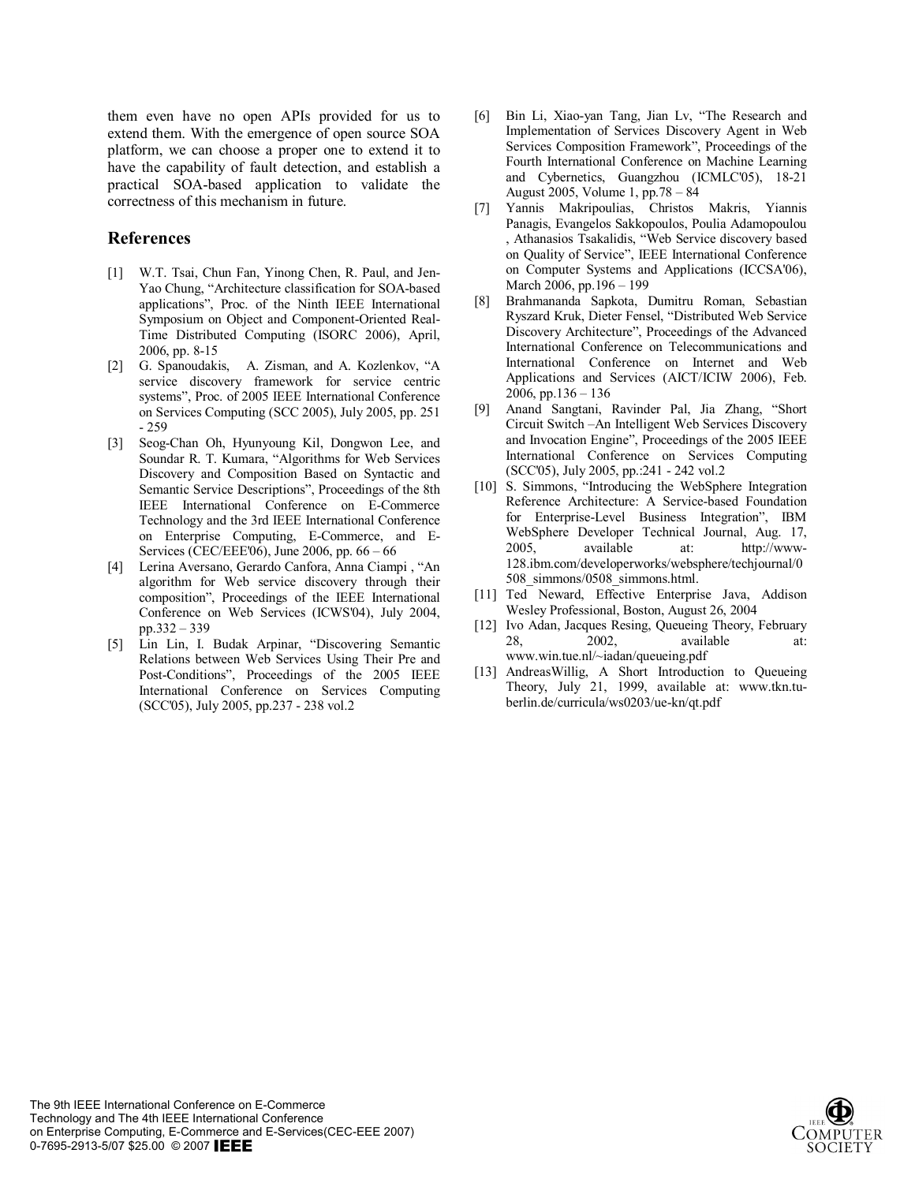them even have no open APIs provided for us to extend them. With the emergence of open source SOA platform, we can choose a proper one to extend it to have the capability of fault detection, and establish a practical SOA-based application to validate the correctness of this mechanism in future.

## References

[1] W.T. Tsai, Chun Fan, Yinong Chen, R. Paul, and Jen-Yao Chung, "Architecture classification for SOA-based applications", Proc. of the Ninth IEEE International Symposium on Object and Component-Oriented Real-Time Distributed Computing (ISORC 2006), April, 2006, pp. 8-15

[2] G. Spanoudakis, A. Zisman, and A. Kozlenkov, "A service discovery framework for service centric systems", Proc. of 2005 IEEE International Conference on Services Computing (SCC 2005), July 2005, pp. 251 - 259

[3] Seog-Chan Oh, Hyunyoung Kil, Dongwon Lee, and Soundar R. T. Kumara, "Algorithms for Web Services Discovery and Composition Based on Syntactic and Semantic Service Descriptions", Proceedings of the 8th IEEE International Conference on E-Commerce Technology and the 3rd IEEE International Conference on Enterprise Computing, E-Commerce, and E-Services (CEC/EEE'06), June 2006, pp. 66 – 66

[4] Lerina Aversano, Gerardo Canfora, Anna Ciampi , "An algorithm for Web service discovery through their composition", Proceedings of the IEEE International Conference on Web Services (ICWS'04), July 2004, pp.332 – 339

[5] Lin Lin, I. Budak Arpinar, "Discovering Semantic Relations between Web Services Using Their Pre and Post-Conditions", Proceedings of the 2005 IEEE International Conference on Services Computing (SCC'05), July 2005, pp.237 - 238 vol.2

[6] Bin Li, Xiao-yan Tang, Jian Lv, "The Research and Implementation of Services Discovery Agent in Web Services Composition Framework", Proceedings of the Fourth International Conference on Machine Learning and Cybernetics, Guangzhou (ICMLC'05), 18-21 August 2005, Volume 1, pp.78 – 84

[7] Yannis Makripoulias, Christos Makris, Yiannis Panagis, Evangelos Sakkopoulos, Poulia Adamopoulou , Athanasios Tsakalidis, "Web Service discovery based on Quality of Service", IEEE International Conference on Computer Systems and Applications (ICCSA'06), March 2006, pp.196 – 199

[8] Brahmananda Sapkota, Dumitru Roman, Sebastian Ryszard Kruk, Dieter Fensel, "Distributed Web Service Discovery Architecture", Proceedings of the Advanced International Conference on Telecommunications and International Conference on Internet and Web Applications and Services (AICT/ICIW 2006), Feb. 2006, pp.136 – 136

[9] Anand Sangtani, Ravinder Pal, Jia Zhang, "Short Circuit Switch –An Intelligent Web Services Discovery and Invocation Engine", Proceedings of the 2005 IEEE International Conference on Services Computing (SCC'05), July 2005, pp.:241 - 242 vol.2

[10] S. Simmons, "Introducing the WebSphere Integration Reference Architecture: A Service-based Foundation for Enterprise-Level Business Integration", IBM WebSphere Developer Technical Journal, Aug. 17, 2005, available at: http://www-128.ibm.com/developerworks/websphere/techjournal/0508_simmons/0508_simmons.html.

[11] Ted Neward, Effective Enterprise Java, Addison Wesley Professional, Boston, August 26, 2004

[12] Ivo Adan, Jacques Resing, Queueing Theory, February 28, 2002, available at: www.win.tue.nl/~iadan/queueing.pdf

[13] AndreasWillig, A Short Introduction to Queueing Theory, July 21, 1999, available at: www.tkn.tu-berlin.de/curricula/ws0203/ue-kn/qt.pdf